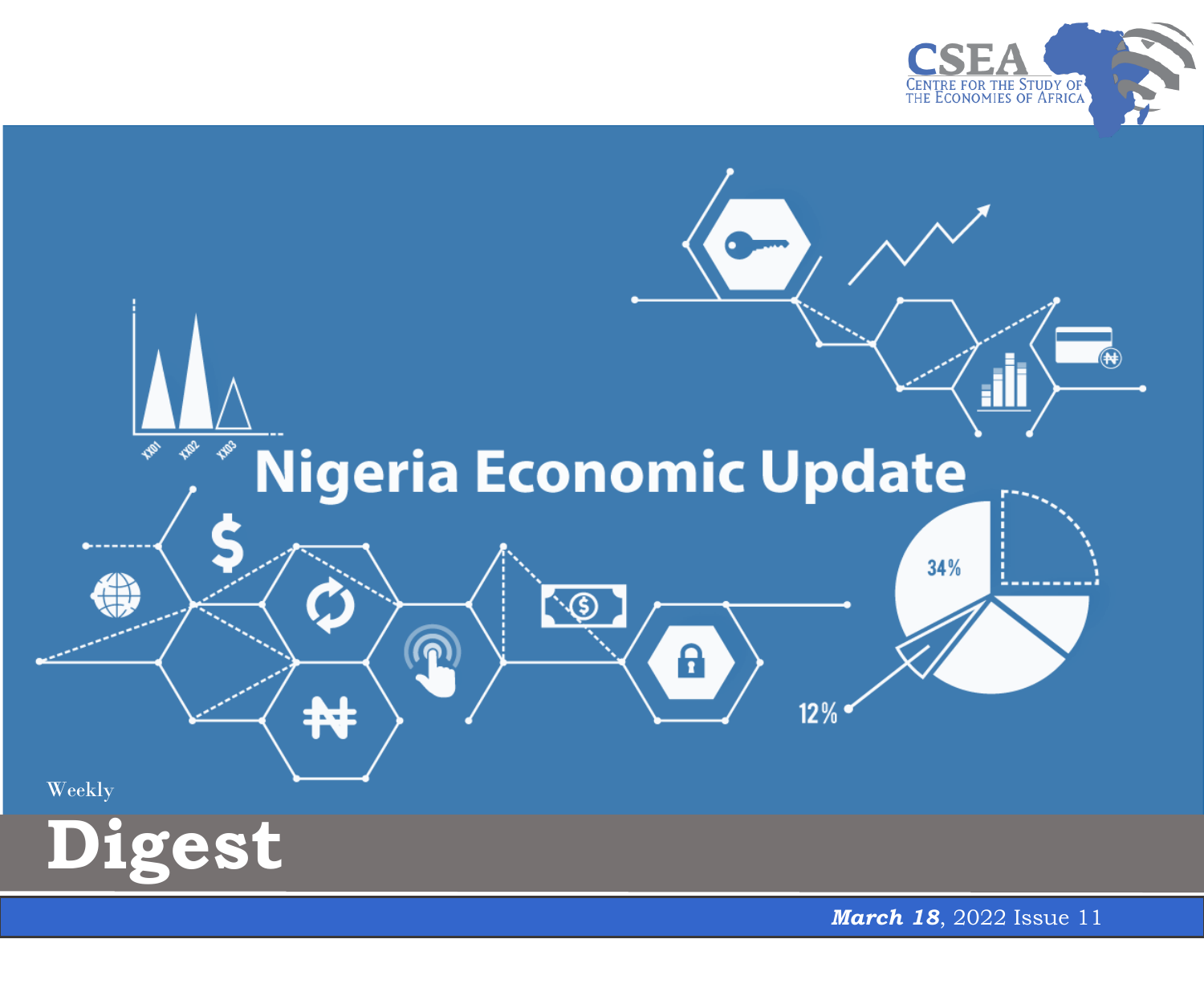CSEA
CENTRE FOR THE STUDY OF THE ECONOMIES OF AFRICA

# Nigeria Economic Update

Weekly

# Digest

***March 18***, 2022 Issue 11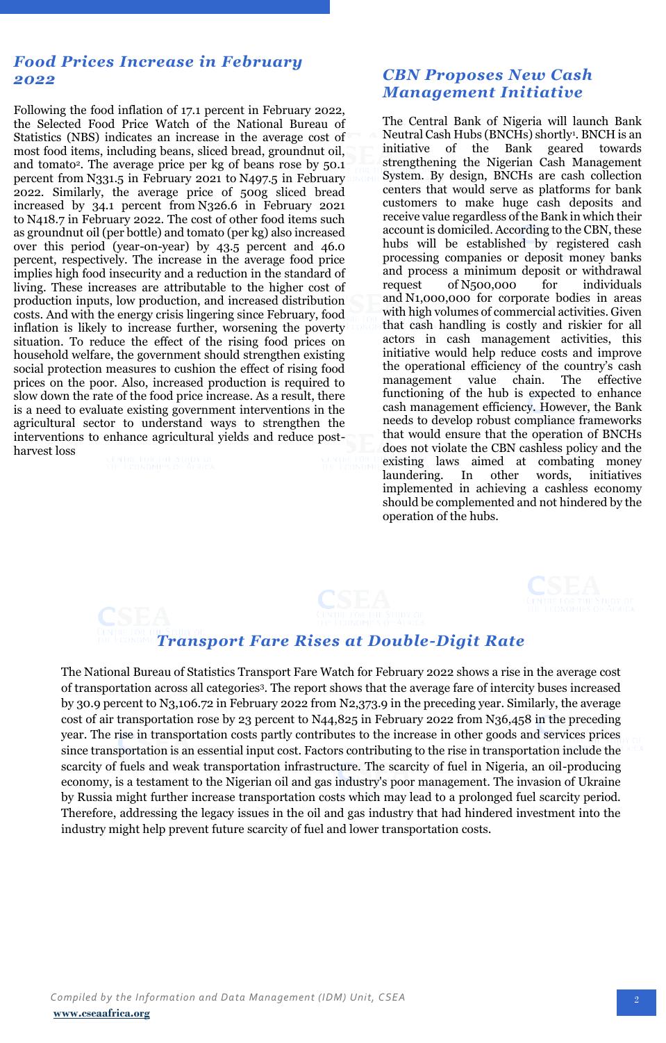## Food Prices Increase in February 2022

Following the food inflation of 17.1 percent in February 2022, the Selected Food Price Watch of the National Bureau of Statistics (NBS) indicates an increase in the average cost of most food items, including beans, sliced bread, groundnut oil, and tomato[2]. The average price per kg of beans rose by 50.1 percent from N331.5 in February 2021 to N497.5 in February 2022. Similarly, the average price of 500g sliced bread increased by 34.1 percent from N326.6 in February 2021 to N418.7 in February 2022. The cost of other food items such as groundnut oil (per bottle) and tomato (per kg) also increased over this period (year-on-year) by 43.5 percent and 46.0 percent, respectively. The increase in the average food price implies high food insecurity and a reduction in the standard of living. These increases are attributable to the higher cost of production inputs, low production, and increased distribution costs. And with the energy crisis lingering since February, food inflation is likely to increase further, worsening the poverty situation. To reduce the effect of the rising food prices on household welfare, the government should strengthen existing social protection measures to cushion the effect of rising food prices on the poor. Also, increased production is required to slow down the rate of the food price increase. As a result, there is a need to evaluate existing government interventions in the agricultural sector to understand ways to strengthen the interventions to enhance agricultural yields and reduce post-harvest loss

## CBN Proposes New Cash Management Initiative

The Central Bank of Nigeria will launch Bank Neutral Cash Hubs (BNCHs) shortly[1]. BNCH is an initiative of the Bank geared towards strengthening the Nigerian Cash Management System. By design, BNCHs are cash collection centers that would serve as platforms for bank customers to make huge cash deposits and receive value regardless of the Bank in which their account is domiciled. According to the CBN, these hubs will be established by registered cash processing companies or deposit money banks and process a minimum deposit or withdrawal request of N500,000 for individuals and N1,000,000 for corporate bodies in areas with high volumes of commercial activities. Given that cash handling is costly and riskier for all actors in cash management activities, this initiative would help reduce costs and improve the operational efficiency of the country's cash management value chain. The effective functioning of the hub is expected to enhance cash management efficiency. However, the Bank needs to develop robust compliance frameworks that would ensure that the operation of BNCHs does not violate the CBN cashless policy and the existing laws aimed at combating money laundering. In other words, initiatives implemented in achieving a cashless economy should be complemented and not hindered by the operation of the hubs.

## Transport Fare Rises at Double-Digit Rate

The National Bureau of Statistics Transport Fare Watch for February 2022 shows a rise in the average cost of transportation across all categories[3]. The report shows that the average fare of intercity buses increased by 30.9 percent to N3,106.72 in February 2022 from N2,373.9 in the preceding year. Similarly, the average cost of air transportation rose by 23 percent to N44,825 in February 2022 from N36,458 in the preceding year. The rise in transportation costs partly contributes to the increase in other goods and services prices since transportation is an essential input cost. Factors contributing to the rise in transportation include the scarcity of fuels and weak transportation infrastructure. The scarcity of fuel in Nigeria, an oil-producing economy, is a testament to the Nigerian oil and gas industry's poor management. The invasion of Ukraine by Russia might further increase transportation costs which may lead to a prolonged fuel scarcity period. Therefore, addressing the legacy issues in the oil and gas industry that had hindered investment into the industry might help prevent future scarcity of fuel and lower transportation costs.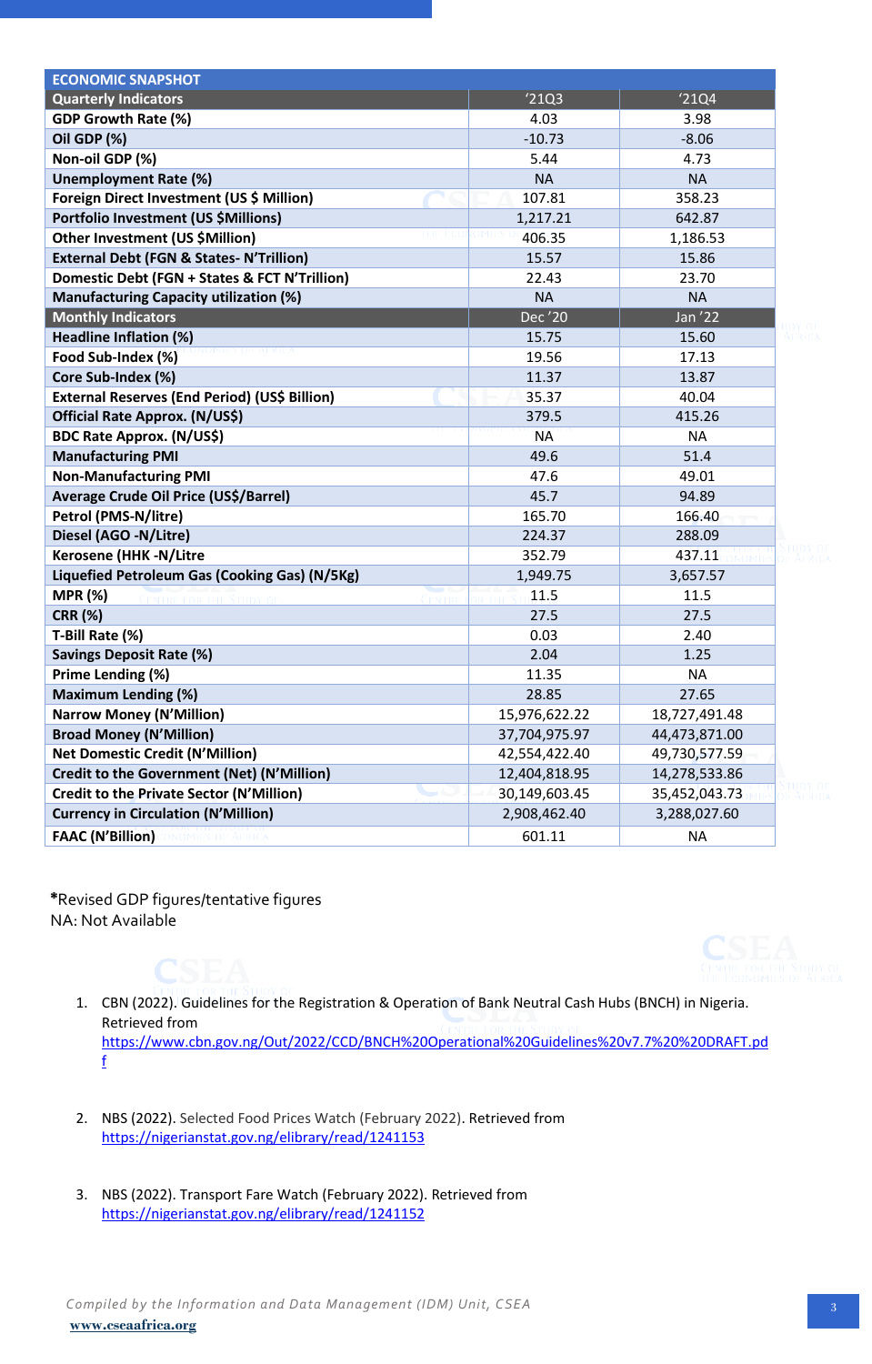| ECONOMIC SNAPSHOT | | |
|---|---|---|
| **Quarterly Indicators** | '21Q3 | '21Q4 |
| **GDP Growth Rate (%)** | 4.03 | 3.98 |
| **Oil GDP (%)** | -10.73 | -8.06 |
| **Non-oil GDP (%)** | 5.44 | 4.73 |
| **Unemployment Rate (%)** | NA | NA |
| **Foreign Direct Investment (US $ Million)** | 107.81 | 358.23 |
| **Portfolio Investment (US $Millions)** | 1,217.21 | 642.87 |
| **Other Investment (US $Million)** | 406.35 | 1,186.53 |
| **External Debt (FGN & States- N'Trillion)** | 15.57 | 15.86 |
| **Domestic Debt (FGN + States & FCT N'Trillion)** | 22.43 | 23.70 |
| **Manufacturing Capacity utilization (%)** | NA | NA |
| **Monthly Indicators** | Dec '20 | Jan '22 |
| **Headline Inflation (%)** | 15.75 | 15.60 |
| **Food Sub-Index (%)** | 19.56 | 17.13 |
| **Core Sub-Index (%)** | 11.37 | 13.87 |
| **External Reserves (End Period) (US$ Billion)** | 35.37 | 40.04 |
| **Official Rate Approx. (N/US$)** | 379.5 | 415.26 |
| **BDC Rate Approx. (N/US$)** | NA | NA |
| **Manufacturing PMI** | 49.6 | 51.4 |
| **Non-Manufacturing PMI** | 47.6 | 49.01 |
| **Average Crude Oil Price (US$/Barrel)** | 45.7 | 94.89 |
| **Petrol (PMS-N/litre)** | 165.70 | 166.40 |
| **Diesel (AGO -N/Litre)** | 224.37 | 288.09 |
| **Kerosene (HHK -N/Litre** | 352.79 | 437.11 |
| **Liquefied Petroleum Gas (Cooking Gas) (N/5Kg)** | 1,949.75 | 3,657.57 |
| **MPR (%)** | 11.5 | 11.5 |
| **CRR (%)** | 27.5 | 27.5 |
| **T-Bill Rate (%)** | 0.03 | 2.40 |
| **Savings Deposit Rate (%)** | 2.04 | 1.25 |
| **Prime Lending (%)** | 11.35 | NA |
| **Maximum Lending (%)** | 28.85 | 27.65 |
| **Narrow Money (N'Million)** | 15,976,622.22 | 18,727,491.48 |
| **Broad Money (N'Million)** | 37,704,975.97 | 44,473,871.00 |
| **Net Domestic Credit (N'Million)** | 42,554,422.40 | 49,730,577.59 |
| **Credit to the Government (Net) (N'Million)** | 12,404,818.95 | 14,278,533.86 |
| **Credit to the Private Sector (N'Million)** | 30,149,603.45 | 35,452,043.73 |
| **Currency in Circulation (N'Million)** | 2,908,462.40 | 3,288,027.60 |
| **FAAC (N'Billion)** | 601.11 | NA |

**\***Revised GDP figures/tentative figures
NA: Not Available

1. CBN (2022). Guidelines for the Registration & Operation of Bank Neutral Cash Hubs (BNCH) in Nigeria. Retrieved from https://www.cbn.gov.ng/Out/2022/CCD/BNCH%20Operational%20Guidelines%20v7.7%20%20DRAFT.pdf

2. NBS (2022). Selected Food Prices Watch (February 2022). Retrieved from https://nigerianstat.gov.ng/elibrary/read/1241153

3. NBS (2022). Transport Fare Watch (February 2022). Retrieved from https://nigerianstat.gov.ng/elibrary/read/1241152

*Compiled by the Information and Data Management (IDM) Unit, CSEA*
www.cseaafrica.org